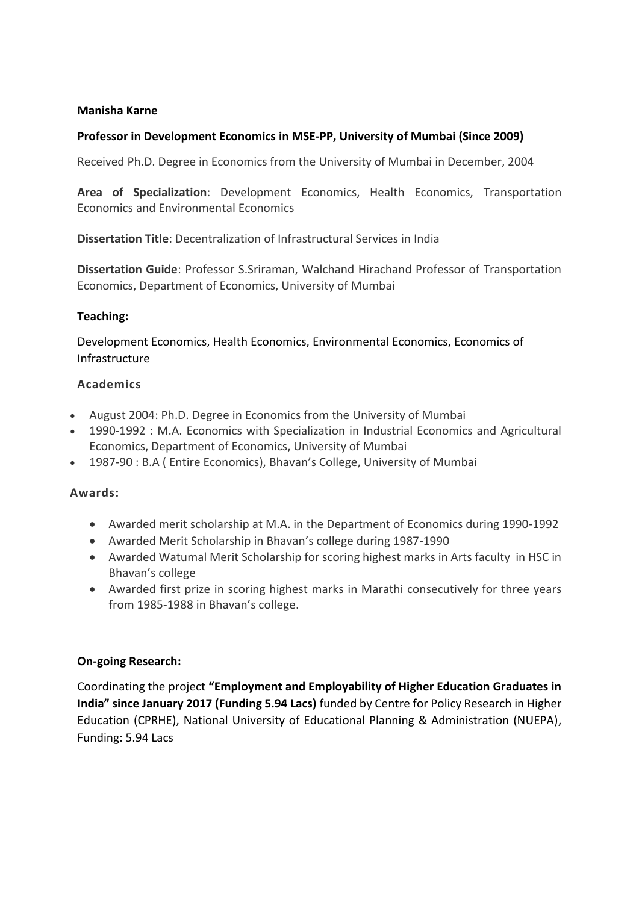**Manisha Karne**

**Professor in Development Economics in MSE-PP, University of Mumbai (Since 2009)**

Received Ph.D. Degree in Economics from the University of Mumbai in December, 2004

**Area of Specialization**: Development Economics, Health Economics, Transportation Economics and Environmental Economics

**Dissertation Title**: Decentralization of Infrastructural Services in India

**Dissertation Guide**: Professor S.Sriraman, Walchand Hirachand Professor of Transportation Economics, Department of Economics, University of Mumbai

**Teaching:**

Development Economics, Health Economics, Environmental Economics, Economics of Infrastructure

**Academics**

- August 2004: Ph.D. Degree in Economics from the University of Mumbai
- 1990-1992 : M.A. Economics with Specialization in Industrial Economics and Agricultural Economics, Department of Economics, University of Mumbai
- 1987-90 : B.A ( Entire Economics), Bhavan's College, University of Mumbai

**Awards:**

- Awarded merit scholarship at M.A. in the Department of Economics during 1990-1992
- Awarded Merit Scholarship in Bhavan's college during 1987-1990
- Awarded Watumal Merit Scholarship for scoring highest marks in Arts faculty in HSC in Bhavan's college
- Awarded first prize in scoring highest marks in Marathi consecutively for three years from 1985-1988 in Bhavan's college.

**On-going Research:**

Coordinating the project **"Employment and Employability of Higher Education Graduates in India" since January 2017 (Funding 5.94 Lacs)** funded by Centre for Policy Research in Higher Education (CPRHE), National University of Educational Planning & Administration (NUEPA), Funding: 5.94 Lacs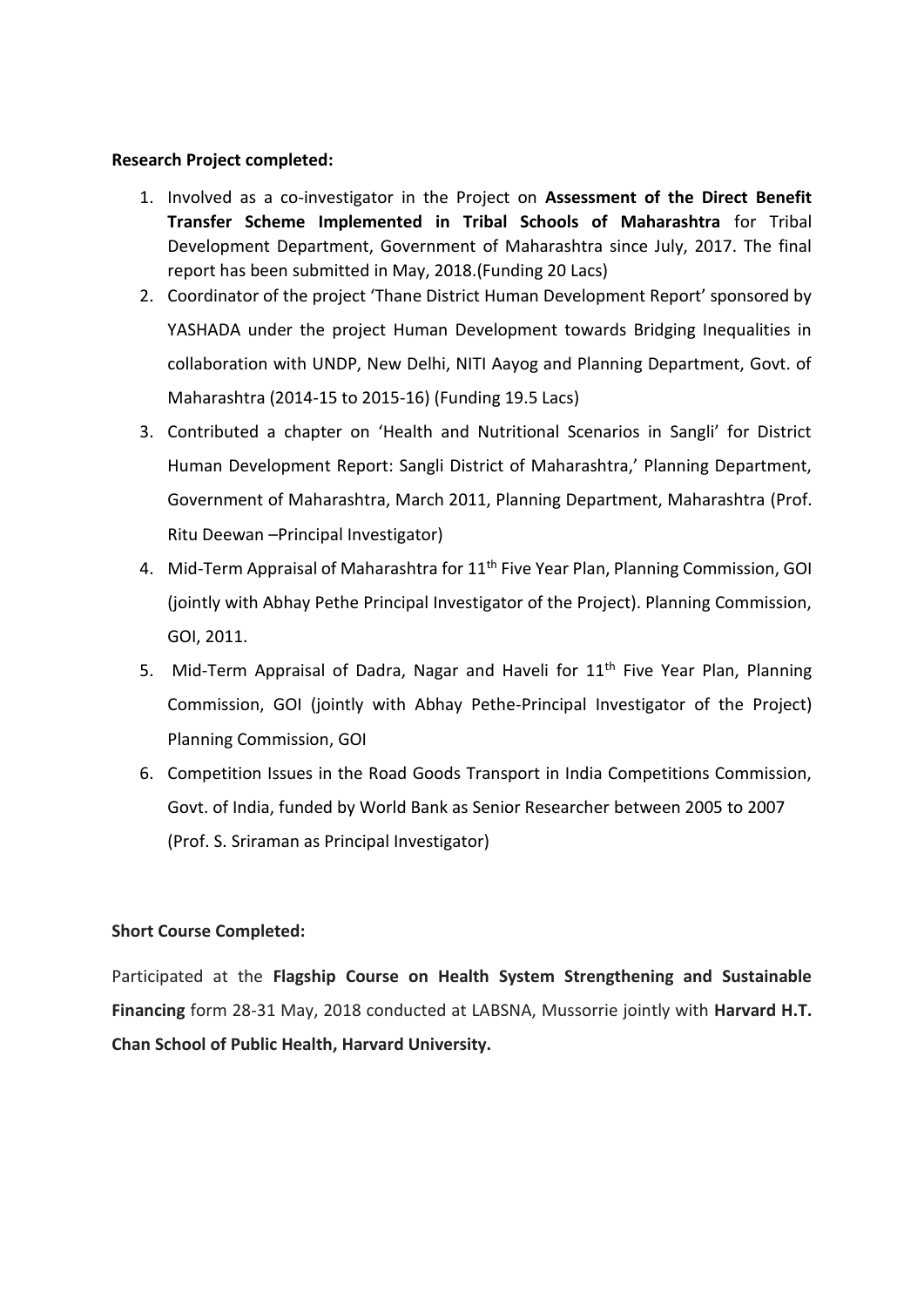**Research Project completed:**

1. Involved as a co-investigator in the Project on **Assessment of the Direct Benefit Transfer Scheme Implemented in Tribal Schools of Maharashtra** for Tribal Development Department, Government of Maharashtra since July, 2017. The final report has been submitted in May, 2018.(Funding 20 Lacs)
2. Coordinator of the project 'Thane District Human Development Report' sponsored by YASHADA under the project Human Development towards Bridging Inequalities in collaboration with UNDP, New Delhi, NITI Aayog and Planning Department, Govt. of Maharashtra (2014-15 to 2015-16) (Funding 19.5 Lacs)
3. Contributed a chapter on 'Health and Nutritional Scenarios in Sangli' for District Human Development Report: Sangli District of Maharashtra,' Planning Department, Government of Maharashtra, March 2011, Planning Department, Maharashtra (Prof. Ritu Deewan –Principal Investigator)
4. Mid-Term Appraisal of Maharashtra for 11th Five Year Plan, Planning Commission, GOI (jointly with Abhay Pethe Principal Investigator of the Project). Planning Commission, GOI, 2011.
5. Mid-Term Appraisal of Dadra, Nagar and Haveli for 11th Five Year Plan, Planning Commission, GOI (jointly with Abhay Pethe-Principal Investigator of the Project) Planning Commission, GOI
6. Competition Issues in the Road Goods Transport in India Competitions Commission, Govt. of India, funded by World Bank as Senior Researcher between 2005 to 2007 (Prof. S. Sriraman as Principal Investigator)

**Short Course Completed:**

Participated at the **Flagship Course on Health System Strengthening and Sustainable Financing** form 28-31 May, 2018 conducted at LABSNA, Mussorrie jointly with **Harvard H.T. Chan School of Public Health, Harvard University.**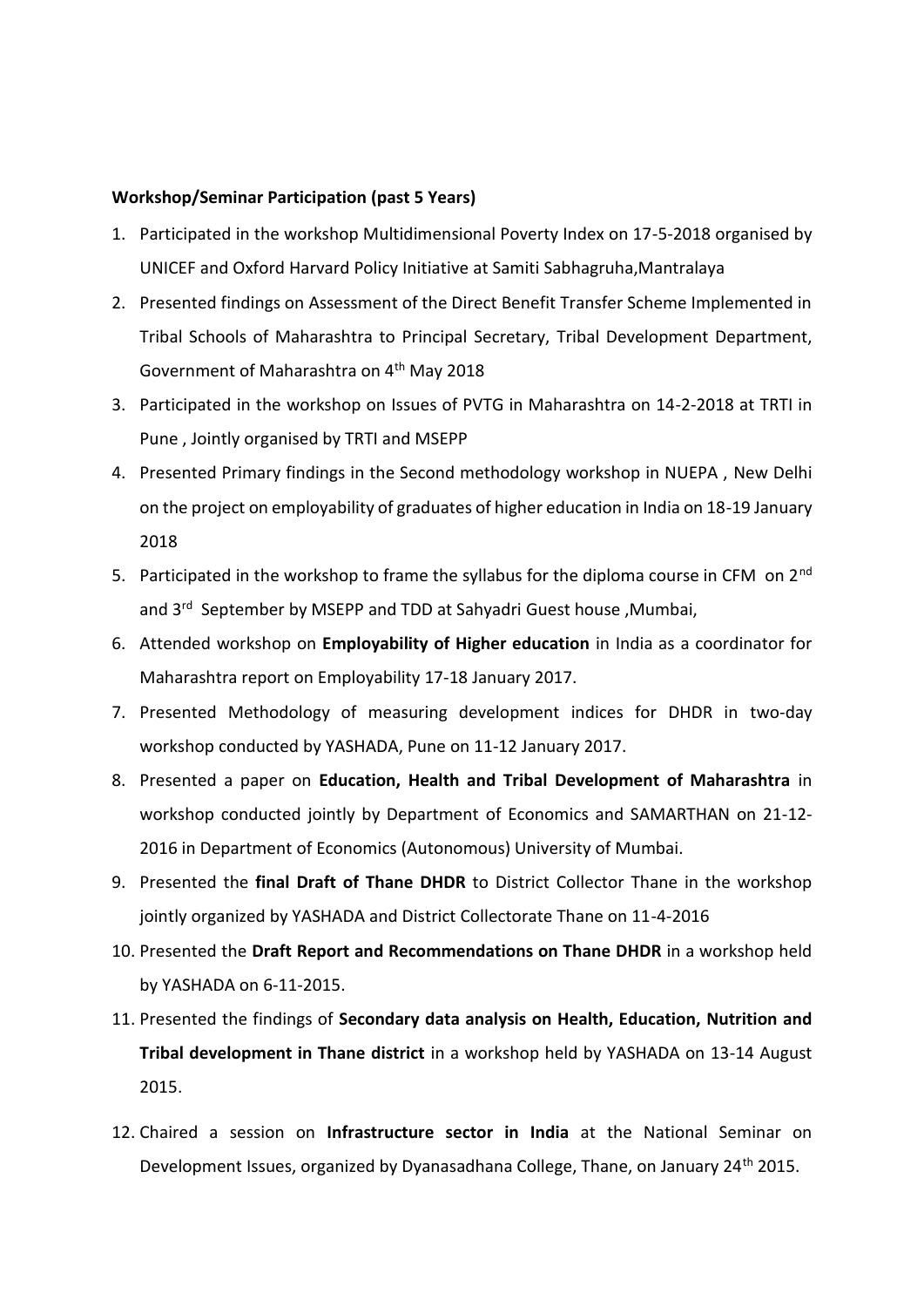**Workshop/Seminar Participation (past 5 Years)**

1. Participated in the workshop Multidimensional Poverty Index on 17-5-2018 organised by UNICEF and Oxford Harvard Policy Initiative at Samiti Sabhagruha,Mantralaya
2. Presented findings on Assessment of the Direct Benefit Transfer Scheme Implemented in Tribal Schools of Maharashtra to Principal Secretary, Tribal Development Department, Government of Maharashtra on 4th May 2018
3. Participated in the workshop on Issues of PVTG in Maharashtra on 14-2-2018 at TRTI in Pune , Jointly organised by TRTI and MSEPP
4. Presented Primary findings in the Second methodology workshop in NUEPA , New Delhi on the project on employability of graduates of higher education in India on 18-19 January 2018
5. Participated in the workshop to frame the syllabus for the diploma course in CFM on 2nd and 3rd September by MSEPP and TDD at Sahyadri Guest house ,Mumbai,
6. Attended workshop on **Employability of Higher education** in India as a coordinator for Maharashtra report on Employability 17-18 January 2017.
7. Presented Methodology of measuring development indices for DHDR in two-day workshop conducted by YASHADA, Pune on 11-12 January 2017.
8. Presented a paper on **Education, Health and Tribal Development of Maharashtra** in workshop conducted jointly by Department of Economics and SAMARTHAN on 21-12-2016 in Department of Economics (Autonomous) University of Mumbai.
9. Presented the **final Draft of Thane DHDR** to District Collector Thane in the workshop jointly organized by YASHADA and District Collectorate Thane on 11-4-2016
10. Presented the **Draft Report and Recommendations on Thane DHDR** in a workshop held by YASHADA on 6-11-2015.
11. Presented the findings of **Secondary data analysis on Health, Education, Nutrition and Tribal development in Thane district** in a workshop held by YASHADA on 13-14 August 2015.
12. Chaired a session on **Infrastructure sector in India** at the National Seminar on Development Issues, organized by Dyanasadhana College, Thane, on January 24th 2015.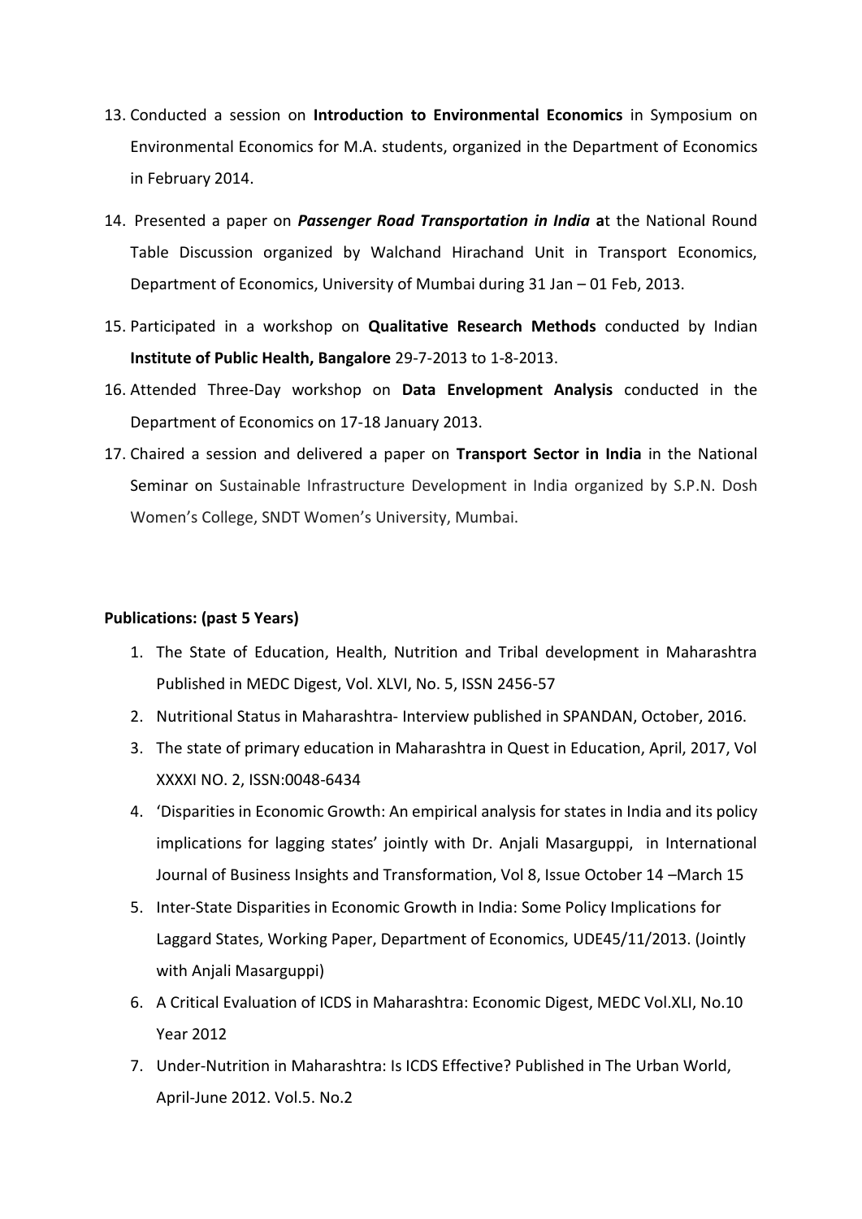13. Conducted a session on **Introduction to Environmental Economics** in Symposium on Environmental Economics for M.A. students, organized in the Department of Economics in February 2014.
14. Presented a paper on ***Passenger Road Transportation in India*** **a**t the National Round Table Discussion organized by Walchand Hirachand Unit in Transport Economics, Department of Economics, University of Mumbai during 31 Jan – 01 Feb, 2013.
15. Participated in a workshop on **Qualitative Research Methods** conducted by Indian **Institute of Public Health, Bangalore** 29-7-2013 to 1-8-2013.
16. Attended Three-Day workshop on **Data Envelopment Analysis** conducted in the Department of Economics on 17-18 January 2013.
17. Chaired a session and delivered a paper on **Transport Sector in India** in the National Seminar on Sustainable Infrastructure Development in India organized by S.P.N. Dosh Women's College, SNDT Women's University, Mumbai.

**Publications: (past 5 Years)**

1. The State of Education, Health, Nutrition and Tribal development in Maharashtra Published in MEDC Digest, Vol. XLVI, No. 5, ISSN 2456-57
2. Nutritional Status in Maharashtra- Interview published in SPANDAN, October, 2016.
3. The state of primary education in Maharashtra in Quest in Education, April, 2017, Vol XXXXI NO. 2, ISSN:0048-6434
4. 'Disparities in Economic Growth: An empirical analysis for states in India and its policy implications for lagging states' jointly with Dr. Anjali Masarguppi, in International Journal of Business Insights and Transformation, Vol 8, Issue October 14 –March 15
5. Inter-State Disparities in Economic Growth in India: Some Policy Implications for Laggard States, Working Paper, Department of Economics, UDE45/11/2013. (Jointly with Anjali Masarguppi)
6. A Critical Evaluation of ICDS in Maharashtra: Economic Digest, MEDC Vol.XLI, No.10 Year 2012
7. Under-Nutrition in Maharashtra: Is ICDS Effective? Published in The Urban World, April-June 2012. Vol.5. No.2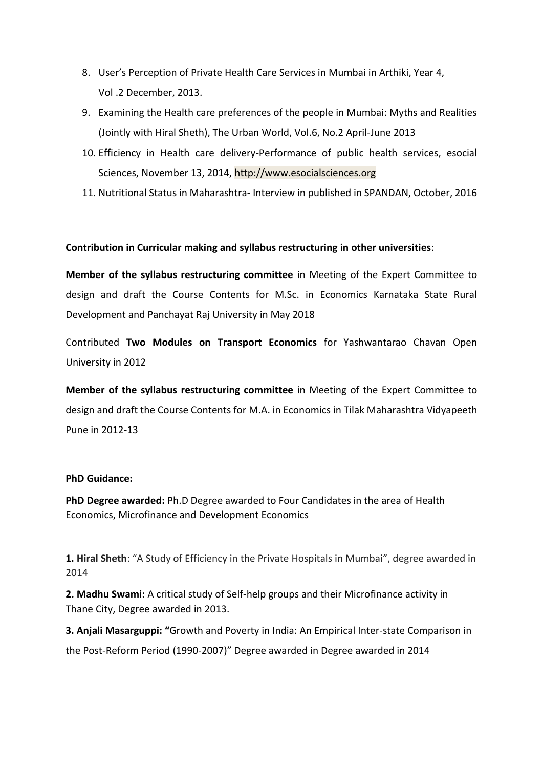8. User's Perception of Private Health Care Services in Mumbai in Arthiki, Year 4, Vol .2 December, 2013.
9. Examining the Health care preferences of the people in Mumbai: Myths and Realities (Jointly with Hiral Sheth), The Urban World, Vol.6, No.2 April-June 2013
10. Efficiency in Health care delivery-Performance of public health services, esocial Sciences, November 13, 2014, http://www.esocialsciences.org
11. Nutritional Status in Maharashtra- Interview in published in SPANDAN, October, 2016

**Contribution in Curricular making and syllabus restructuring in other universities**:

**Member of the syllabus restructuring committee** in Meeting of the Expert Committee to design and draft the Course Contents for M.Sc. in Economics Karnataka State Rural Development and Panchayat Raj University in May 2018

Contributed **Two Modules on Transport Economics** for Yashwantarao Chavan Open University in 2012

**Member of the syllabus restructuring committee** in Meeting of the Expert Committee to design and draft the Course Contents for M.A. in Economics in Tilak Maharashtra Vidyapeeth Pune in 2012-13

**PhD Guidance:**

**PhD Degree awarded:** Ph.D Degree awarded to Four Candidates in the area of Health Economics, Microfinance and Development Economics

**1. Hiral Sheth**: "A Study of Efficiency in the Private Hospitals in Mumbai", degree awarded in 2014

**2. Madhu Swami:** A critical study of Self-help groups and their Microfinance activity in Thane City, Degree awarded in 2013.

**3. Anjali Masarguppi: "**Growth and Poverty in India: An Empirical Inter-state Comparison in the Post-Reform Period (1990-2007)" Degree awarded in Degree awarded in 2014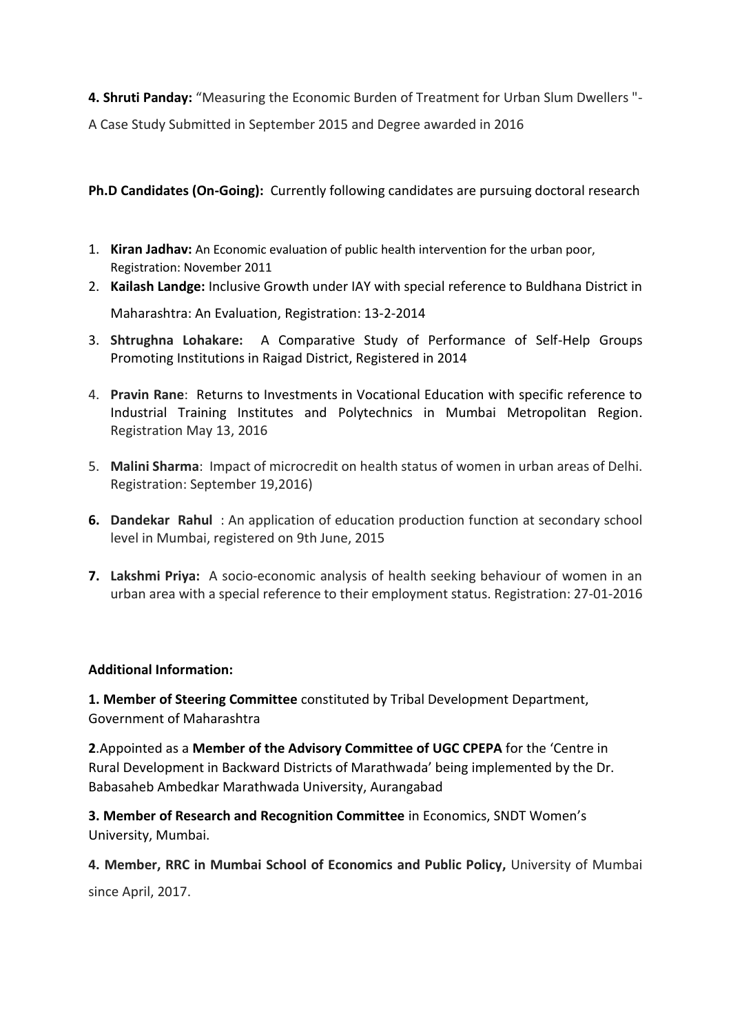**4. Shruti Panday:** "Measuring the Economic Burden of Treatment for Urban Slum Dwellers "- A Case Study Submitted in September 2015 and Degree awarded in 2016

**Ph.D Candidates (On-Going):** Currently following candidates are pursuing doctoral research

1. **Kiran Jadhav:** An Economic evaluation of public health intervention for the urban poor, Registration: November 2011
2. **Kailash Landge:** Inclusive Growth under IAY with special reference to Buldhana District in Maharashtra: An Evaluation, Registration: 13-2-2014
3. **Shtrughna Lohakare:** A Comparative Study of Performance of Self-Help Groups Promoting Institutions in Raigad District, Registered in 2014
4. **Pravin Rane**: Returns to Investments in Vocational Education with specific reference to Industrial Training Institutes and Polytechnics in Mumbai Metropolitan Region. Registration May 13, 2016
5. **Malini Sharma**: Impact of microcredit on health status of women in urban areas of Delhi. Registration: September 19,2016)
6. **Dandekar Rahul** : An application of education production function at secondary school level in Mumbai, registered on 9th June, 2015
7. **Lakshmi Priya:** A socio-economic analysis of health seeking behaviour of women in an urban area with a special reference to their employment status. Registration: 27-01-2016

**Additional Information:**

**1. Member of Steering Committee** constituted by Tribal Development Department, Government of Maharashtra

**2**.Appointed as a **Member of the Advisory Committee of UGC CPEPA** for the 'Centre in Rural Development in Backward Districts of Marathwada' being implemented by the Dr. Babasaheb Ambedkar Marathwada University, Aurangabad

**3. Member of Research and Recognition Committee** in Economics, SNDT Women's University, Mumbai.

**4. Member, RRC in Mumbai School of Economics and Public Policy,** University of Mumbai since April, 2017.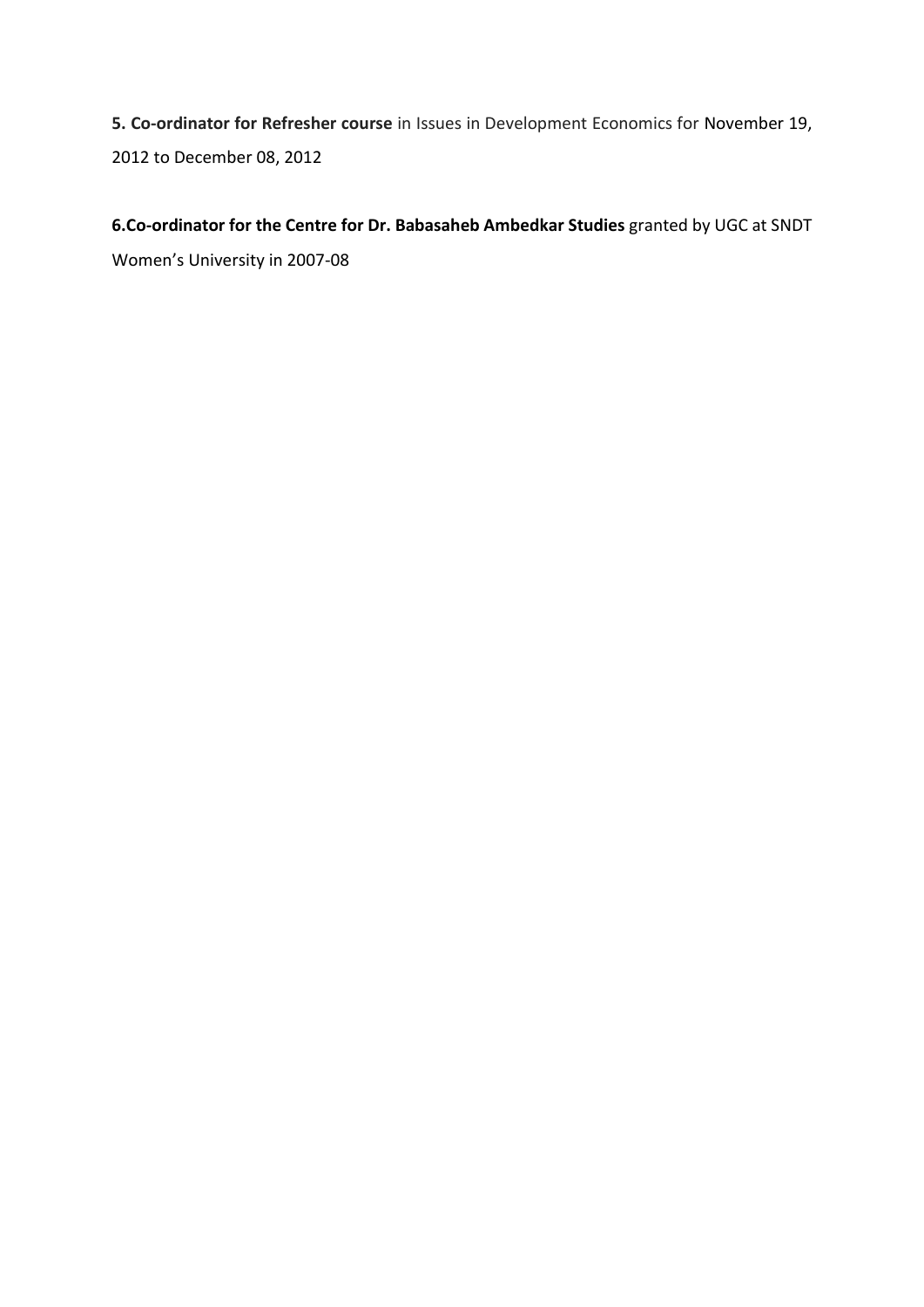**5. Co-ordinator for Refresher course** in Issues in Development Economics for November 19, 2012 to December 08, 2012

**6.Co-ordinator for the Centre for Dr. Babasaheb Ambedkar Studies** granted by UGC at SNDT Women's University in 2007-08